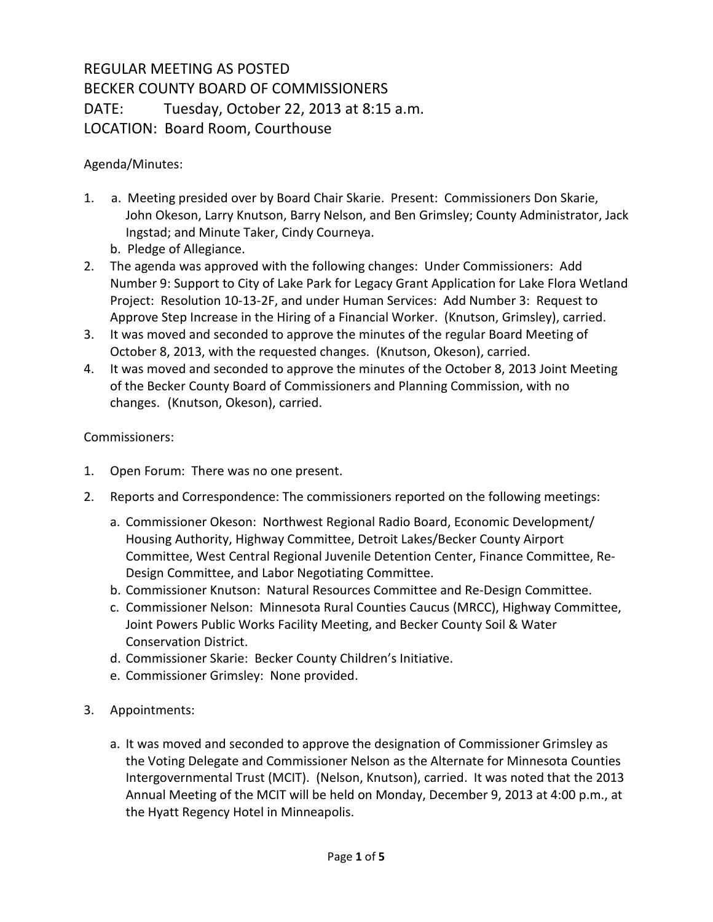REGULAR MEETING AS POSTED
BECKER COUNTY BOARD OF COMMISSIONERS
DATE: Tuesday, October 22, 2013 at 8:15 a.m.
LOCATION: Board Room, Courthouse

Agenda/Minutes:

1. a. Meeting presided over by Board Chair Skarie. Present: Commissioners Don Skarie, John Okeson, Larry Knutson, Barry Nelson, and Ben Grimsley; County Administrator, Jack Ingstad; and Minute Taker, Cindy Courneya.
   b. Pledge of Allegiance.
2. The agenda was approved with the following changes: Under Commissioners: Add Number 9: Support to City of Lake Park for Legacy Grant Application for Lake Flora Wetland Project: Resolution 10-13-2F, and under Human Services: Add Number 3: Request to Approve Step Increase in the Hiring of a Financial Worker. (Knutson, Grimsley), carried.
3. It was moved and seconded to approve the minutes of the regular Board Meeting of October 8, 2013, with the requested changes. (Knutson, Okeson), carried.
4. It was moved and seconded to approve the minutes of the October 8, 2013 Joint Meeting of the Becker County Board of Commissioners and Planning Commission, with no changes. (Knutson, Okeson), carried.

Commissioners:

1. Open Forum: There was no one present.
2. Reports and Correspondence: The commissioners reported on the following meetings:
   a. Commissioner Okeson: Northwest Regional Radio Board, Economic Development/ Housing Authority, Highway Committee, Detroit Lakes/Becker County Airport Committee, West Central Regional Juvenile Detention Center, Finance Committee, Re-Design Committee, and Labor Negotiating Committee.
   b. Commissioner Knutson: Natural Resources Committee and Re-Design Committee.
   c. Commissioner Nelson: Minnesota Rural Counties Caucus (MRCC), Highway Committee, Joint Powers Public Works Facility Meeting, and Becker County Soil & Water Conservation District.
   d. Commissioner Skarie: Becker County Children's Initiative.
   e. Commissioner Grimsley: None provided.
3. Appointments:
   a. It was moved and seconded to approve the designation of Commissioner Grimsley as the Voting Delegate and Commissioner Nelson as the Alternate for Minnesota Counties Intergovernmental Trust (MCIT). (Nelson, Knutson), carried. It was noted that the 2013 Annual Meeting of the MCIT will be held on Monday, December 9, 2013 at 4:00 p.m., at the Hyatt Regency Hotel in Minneapolis.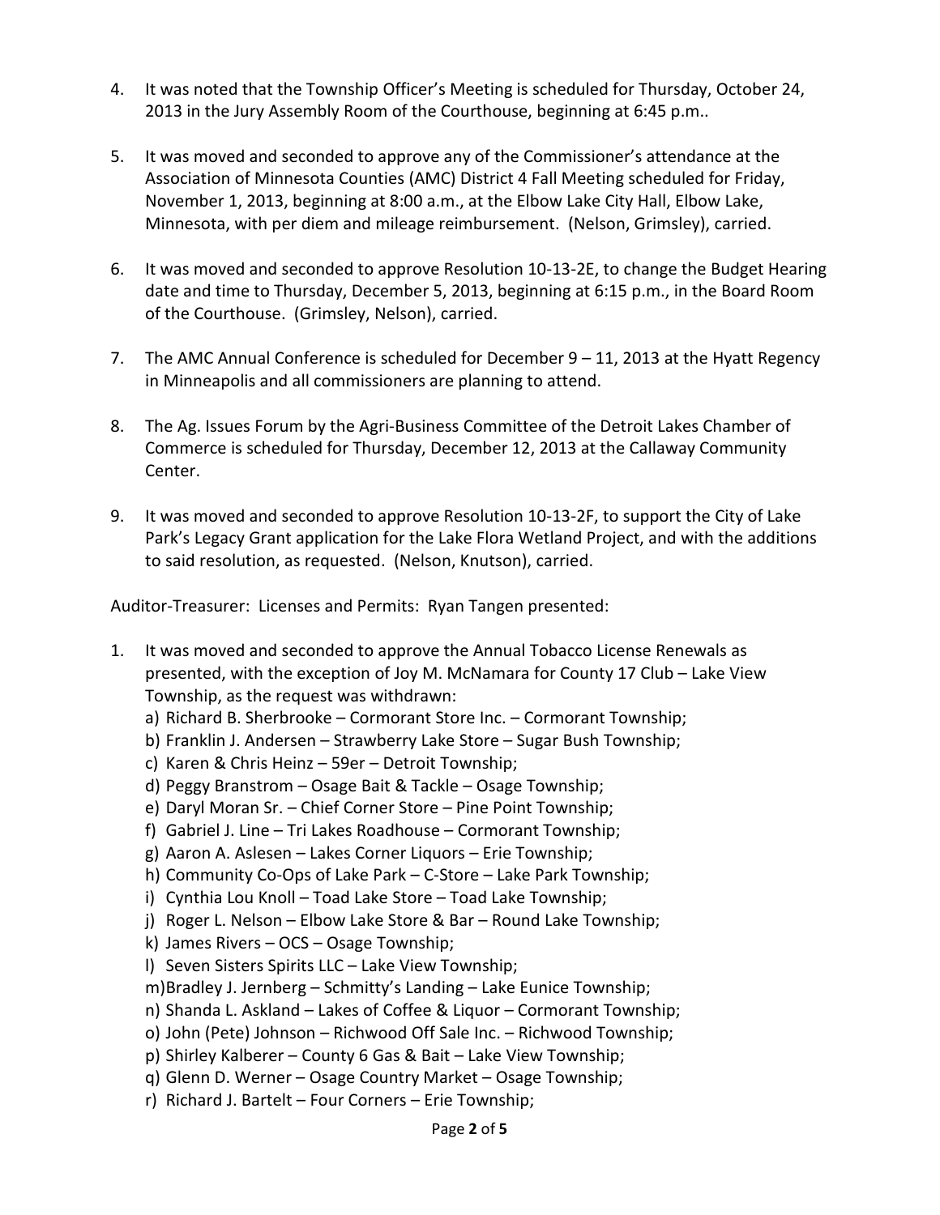4. It was noted that the Township Officer's Meeting is scheduled for Thursday, October 24, 2013 in the Jury Assembly Room of the Courthouse, beginning at 6:45 p.m..

5. It was moved and seconded to approve any of the Commissioner's attendance at the Association of Minnesota Counties (AMC) District 4 Fall Meeting scheduled for Friday, November 1, 2013, beginning at 8:00 a.m., at the Elbow Lake City Hall, Elbow Lake, Minnesota, with per diem and mileage reimbursement. (Nelson, Grimsley), carried.

6. It was moved and seconded to approve Resolution 10-13-2E, to change the Budget Hearing date and time to Thursday, December 5, 2013, beginning at 6:15 p.m., in the Board Room of the Courthouse. (Grimsley, Nelson), carried.

7. The AMC Annual Conference is scheduled for December 9 – 11, 2013 at the Hyatt Regency in Minneapolis and all commissioners are planning to attend.

8. The Ag. Issues Forum by the Agri-Business Committee of the Detroit Lakes Chamber of Commerce is scheduled for Thursday, December 12, 2013 at the Callaway Community Center.

9. It was moved and seconded to approve Resolution 10-13-2F, to support the City of Lake Park's Legacy Grant application for the Lake Flora Wetland Project, and with the additions to said resolution, as requested. (Nelson, Knutson), carried.

Auditor-Treasurer: Licenses and Permits: Ryan Tangen presented:

1. It was moved and seconded to approve the Annual Tobacco License Renewals as presented, with the exception of Joy M. McNamara for County 17 Club – Lake View Township, as the request was withdrawn:
   a) Richard B. Sherbrooke – Cormorant Store Inc. – Cormorant Township;
   b) Franklin J. Andersen – Strawberry Lake Store – Sugar Bush Township;
   c) Karen & Chris Heinz – 59er – Detroit Township;
   d) Peggy Branstrom – Osage Bait & Tackle – Osage Township;
   e) Daryl Moran Sr. – Chief Corner Store – Pine Point Township;
   f) Gabriel J. Line – Tri Lakes Roadhouse – Cormorant Township;
   g) Aaron A. Aslesen – Lakes Corner Liquors – Erie Township;
   h) Community Co-Ops of Lake Park – C-Store – Lake Park Township;
   i) Cynthia Lou Knoll – Toad Lake Store – Toad Lake Township;
   j) Roger L. Nelson – Elbow Lake Store & Bar – Round Lake Township;
   k) James Rivers – OCS – Osage Township;
   l) Seven Sisters Spirits LLC – Lake View Township;
   m) Bradley J. Jernberg – Schmitty's Landing – Lake Eunice Township;
   n) Shanda L. Askland – Lakes of Coffee & Liquor – Cormorant Township;
   o) John (Pete) Johnson – Richwood Off Sale Inc. – Richwood Township;
   p) Shirley Kalberer – County 6 Gas & Bait – Lake View Township;
   q) Glenn D. Werner – Osage Country Market – Osage Township;
   r) Richard J. Bartelt – Four Corners – Erie Township;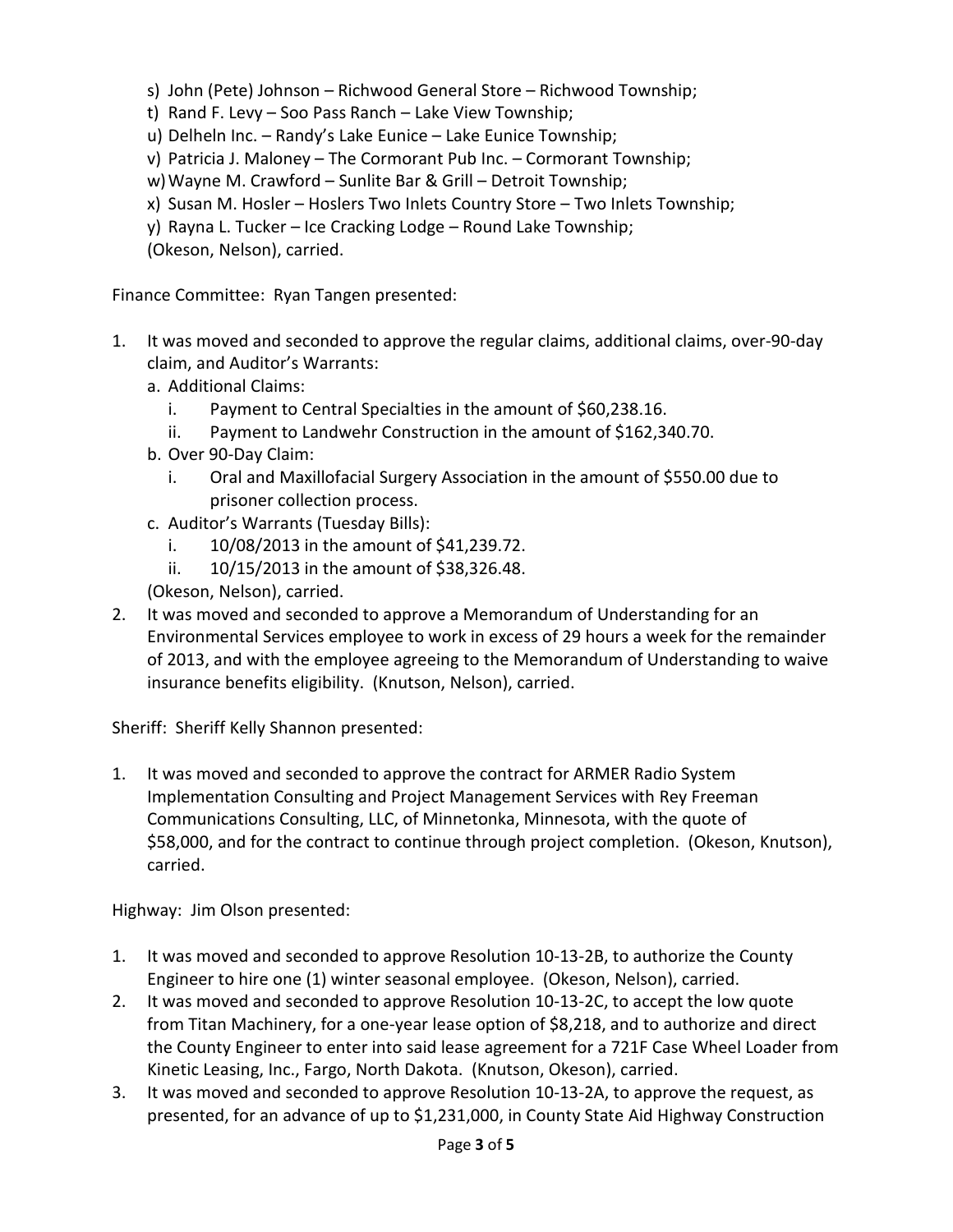s) John (Pete) Johnson – Richwood General Store – Richwood Township;
t) Rand F. Levy – Soo Pass Ranch – Lake View Township;
u) Delheln Inc. – Randy's Lake Eunice – Lake Eunice Township;
v) Patricia J. Maloney – The Cormorant Pub Inc. – Cormorant Township;
w) Wayne M. Crawford – Sunlite Bar & Grill – Detroit Township;
x) Susan M. Hosler – Hoslers Two Inlets Country Store – Two Inlets Township;
y) Rayna L. Tucker – Ice Cracking Lodge – Round Lake Township;
(Okeson, Nelson), carried.

Finance Committee: Ryan Tangen presented:

1. It was moved and seconded to approve the regular claims, additional claims, over-90-day claim, and Auditor's Warrants:
   a. Additional Claims:
      i. Payment to Central Specialties in the amount of $60,238.16.
      ii. Payment to Landwehr Construction in the amount of $162,340.70.
   b. Over 90-Day Claim:
      i. Oral and Maxillofacial Surgery Association in the amount of $550.00 due to prisoner collection process.
   c. Auditor's Warrants (Tuesday Bills):
      i. 10/08/2013 in the amount of $41,239.72.
      ii. 10/15/2013 in the amount of $38,326.48.

   (Okeson, Nelson), carried.
2. It was moved and seconded to approve a Memorandum of Understanding for an Environmental Services employee to work in excess of 29 hours a week for the remainder of 2013, and with the employee agreeing to the Memorandum of Understanding to waive insurance benefits eligibility. (Knutson, Nelson), carried.

Sheriff: Sheriff Kelly Shannon presented:

1. It was moved and seconded to approve the contract for ARMER Radio System Implementation Consulting and Project Management Services with Rey Freeman Communications Consulting, LLC, of Minnetonka, Minnesota, with the quote of $58,000, and for the contract to continue through project completion. (Okeson, Knutson), carried.

Highway: Jim Olson presented:

1. It was moved and seconded to approve Resolution 10-13-2B, to authorize the County Engineer to hire one (1) winter seasonal employee. (Okeson, Nelson), carried.
2. It was moved and seconded to approve Resolution 10-13-2C, to accept the low quote from Titan Machinery, for a one-year lease option of $8,218, and to authorize and direct the County Engineer to enter into said lease agreement for a 721F Case Wheel Loader from Kinetic Leasing, Inc., Fargo, North Dakota. (Knutson, Okeson), carried.
3. It was moved and seconded to approve Resolution 10-13-2A, to approve the request, as presented, for an advance of up to $1,231,000, in County State Aid Highway Construction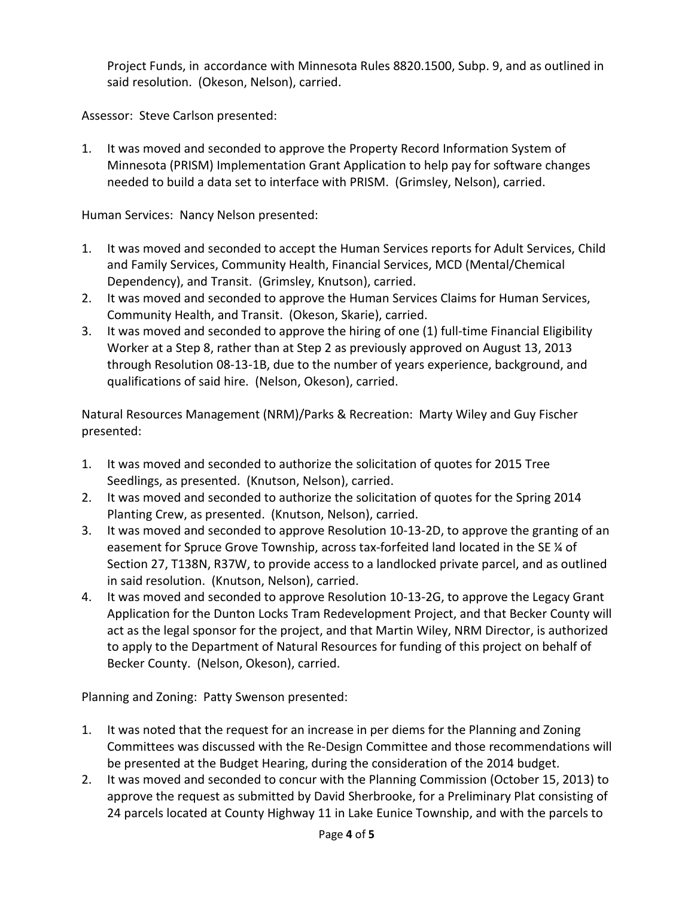Project Funds, in accordance with Minnesota Rules 8820.1500, Subp. 9, and as outlined in said resolution. (Okeson, Nelson), carried.

Assessor: Steve Carlson presented:

1. It was moved and seconded to approve the Property Record Information System of Minnesota (PRISM) Implementation Grant Application to help pay for software changes needed to build a data set to interface with PRISM. (Grimsley, Nelson), carried.

Human Services: Nancy Nelson presented:

1. It was moved and seconded to accept the Human Services reports for Adult Services, Child and Family Services, Community Health, Financial Services, MCD (Mental/Chemical Dependency), and Transit. (Grimsley, Knutson), carried.
2. It was moved and seconded to approve the Human Services Claims for Human Services, Community Health, and Transit. (Okeson, Skarie), carried.
3. It was moved and seconded to approve the hiring of one (1) full-time Financial Eligibility Worker at a Step 8, rather than at Step 2 as previously approved on August 13, 2013 through Resolution 08-13-1B, due to the number of years experience, background, and qualifications of said hire. (Nelson, Okeson), carried.

Natural Resources Management (NRM)/Parks & Recreation: Marty Wiley and Guy Fischer presented:

1. It was moved and seconded to authorize the solicitation of quotes for 2015 Tree Seedlings, as presented. (Knutson, Nelson), carried.
2. It was moved and seconded to authorize the solicitation of quotes for the Spring 2014 Planting Crew, as presented. (Knutson, Nelson), carried.
3. It was moved and seconded to approve Resolution 10-13-2D, to approve the granting of an easement for Spruce Grove Township, across tax-forfeited land located in the SE ¼ of Section 27, T138N, R37W, to provide access to a landlocked private parcel, and as outlined in said resolution. (Knutson, Nelson), carried.
4. It was moved and seconded to approve Resolution 10-13-2G, to approve the Legacy Grant Application for the Dunton Locks Tram Redevelopment Project, and that Becker County will act as the legal sponsor for the project, and that Martin Wiley, NRM Director, is authorized to apply to the Department of Natural Resources for funding of this project on behalf of Becker County. (Nelson, Okeson), carried.

Planning and Zoning: Patty Swenson presented:

1. It was noted that the request for an increase in per diems for the Planning and Zoning Committees was discussed with the Re-Design Committee and those recommendations will be presented at the Budget Hearing, during the consideration of the 2014 budget.
2. It was moved and seconded to concur with the Planning Commission (October 15, 2013) to approve the request as submitted by David Sherbrooke, for a Preliminary Plat consisting of 24 parcels located at County Highway 11 in Lake Eunice Township, and with the parcels to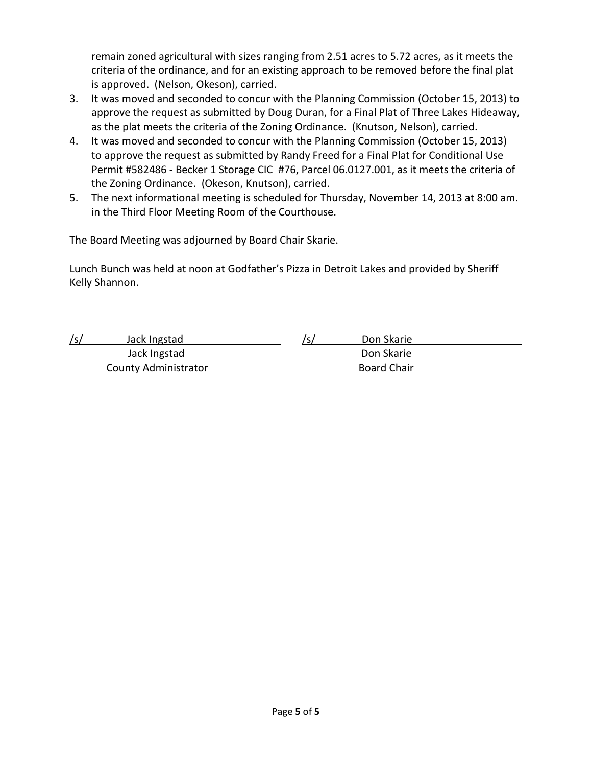remain zoned agricultural with sizes ranging from 2.51 acres to 5.72 acres, as it meets the criteria of the ordinance, and for an existing approach to be removed before the final plat is approved. (Nelson, Okeson), carried.

3. It was moved and seconded to concur with the Planning Commission (October 15, 2013) to approve the request as submitted by Doug Duran, for a Final Plat of Three Lakes Hideaway, as the plat meets the criteria of the Zoning Ordinance. (Knutson, Nelson), carried.
4. It was moved and seconded to concur with the Planning Commission (October 15, 2013) to approve the request as submitted by Randy Freed for a Final Plat for Conditional Use Permit #582486 - Becker 1 Storage CIC #76, Parcel 06.0127.001, as it meets the criteria of the Zoning Ordinance. (Okeson, Knutson), carried.
5. The next informational meeting is scheduled for Thursday, November 14, 2013 at 8:00 am. in the Third Floor Meeting Room of the Courthouse.

The Board Meeting was adjourned by Board Chair Skarie.

Lunch Bunch was held at noon at Godfather's Pizza in Detroit Lakes and provided by Sheriff Kelly Shannon.

| | |
|---|---|
| /s/\_\_\_ Jack Ingstad | /s/\_\_\_ Don Skarie |
| Jack Ingstad | Don Skarie |
| County Administrator | Board Chair |